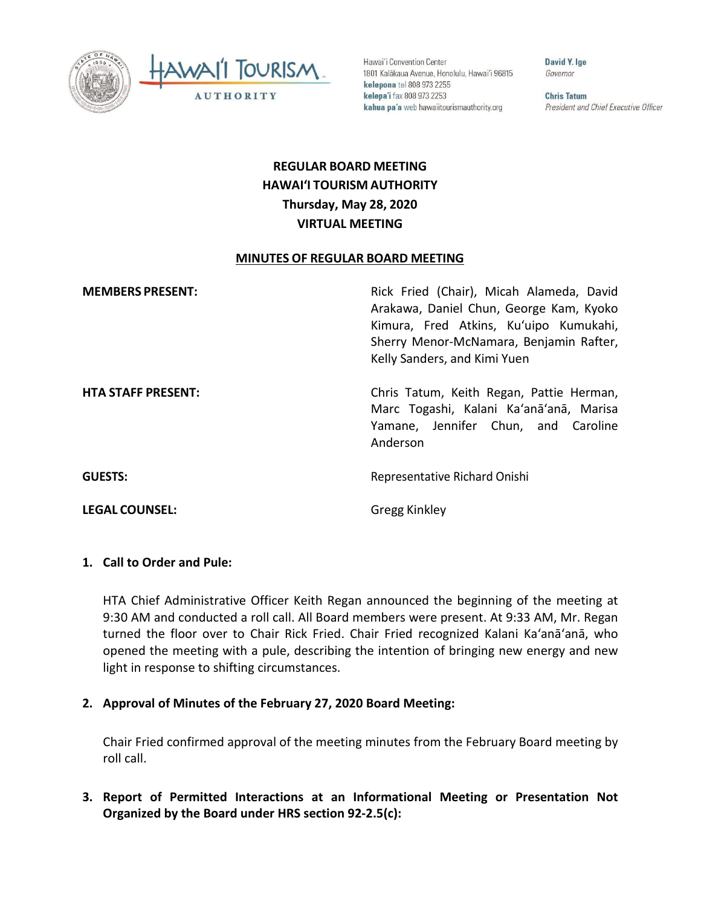Hawai'i Convention Center
1801 Kalākaua Avenue, Honolulu, Hawai'i 96815
**kelepona** tel 808 973 2255
**kelepa'i** fax 808 973 2253
**kahua pa'a** web hawaiitourismauthority.org

**David Y. Ige**
*Governor*

**Chris Tatum**
*President and Chief Executive Officer*

# REGULAR BOARD MEETING
# HAWAI'I TOURISM AUTHORITY
# Thursday, May 28, 2020
# VIRTUAL MEETING

## MINUTES OF REGULAR BOARD MEETING

**MEMBERS PRESENT:** Rick Fried (Chair), Micah Alameda, David Arakawa, Daniel Chun, George Kam, Kyoko Kimura, Fred Atkins, Ku'uipo Kumukahi, Sherry Menor-McNamara, Benjamin Rafter, Kelly Sanders, and Kimi Yuen

**HTA STAFF PRESENT:** Chris Tatum, Keith Regan, Pattie Herman, Marc Togashi, Kalani Ka'anā'anā, Marisa Yamane, Jennifer Chun, and Caroline Anderson

**GUESTS:** Representative Richard Onishi

**LEGAL COUNSEL:** Gregg Kinkley

**1. Call to Order and Pule:**

HTA Chief Administrative Officer Keith Regan announced the beginning of the meeting at 9:30 AM and conducted a roll call. All Board members were present. At 9:33 AM, Mr. Regan turned the floor over to Chair Rick Fried. Chair Fried recognized Kalani Ka'anā'anā, who opened the meeting with a pule, describing the intention of bringing new energy and new light in response to shifting circumstances.

**2. Approval of Minutes of the February 27, 2020 Board Meeting:**

Chair Fried confirmed approval of the meeting minutes from the February Board meeting by roll call.

**3. Report of Permitted Interactions at an Informational Meeting or Presentation Not Organized by the Board under HRS section 92-2.5(c):**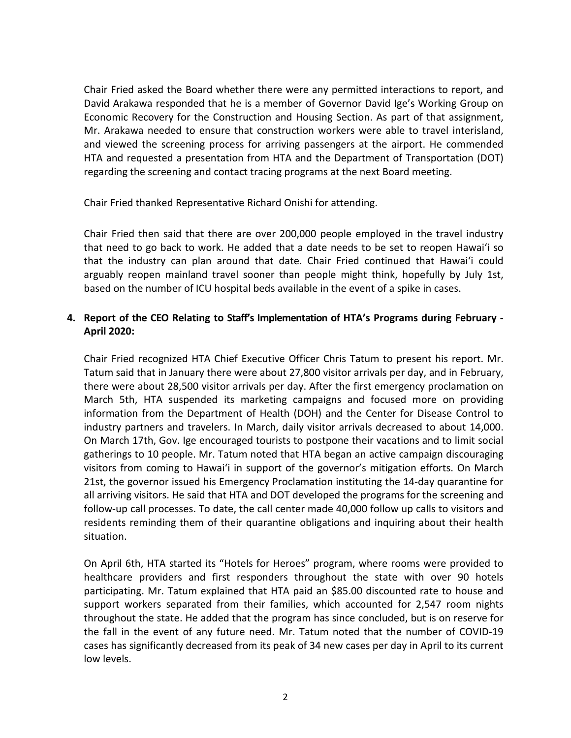Chair Fried asked the Board whether there were any permitted interactions to report, and David Arakawa responded that he is a member of Governor David Ige's Working Group on Economic Recovery for the Construction and Housing Section. As part of that assignment, Mr. Arakawa needed to ensure that construction workers were able to travel interisland, and viewed the screening process for arriving passengers at the airport. He commended HTA and requested a presentation from HTA and the Department of Transportation (DOT) regarding the screening and contact tracing programs at the next Board meeting.

Chair Fried thanked Representative Richard Onishi for attending.

Chair Fried then said that there are over 200,000 people employed in the travel industry that need to go back to work. He added that a date needs to be set to reopen Hawaiʻi so that the industry can plan around that date. Chair Fried continued that Hawaiʻi could arguably reopen mainland travel sooner than people might think, hopefully by July 1st, based on the number of ICU hospital beds available in the event of a spike in cases.

**4. Report of the CEO Relating to Staff's Implementation of HTA's Programs during February - April 2020:**

Chair Fried recognized HTA Chief Executive Officer Chris Tatum to present his report. Mr. Tatum said that in January there were about 27,800 visitor arrivals per day, and in February, there were about 28,500 visitor arrivals per day. After the first emergency proclamation on March 5th, HTA suspended its marketing campaigns and focused more on providing information from the Department of Health (DOH) and the Center for Disease Control to industry partners and travelers. In March, daily visitor arrivals decreased to about 14,000. On March 17th, Gov. Ige encouraged tourists to postpone their vacations and to limit social gatherings to 10 people. Mr. Tatum noted that HTA began an active campaign discouraging visitors from coming to Hawaiʻi in support of the governor's mitigation efforts. On March 21st, the governor issued his Emergency Proclamation instituting the 14-day quarantine for all arriving visitors. He said that HTA and DOT developed the programs for the screening and follow-up call processes. To date, the call center made 40,000 follow up calls to visitors and residents reminding them of their quarantine obligations and inquiring about their health situation.

On April 6th, HTA started its "Hotels for Heroes" program, where rooms were provided to healthcare providers and first responders throughout the state with over 90 hotels participating. Mr. Tatum explained that HTA paid an $85.00 discounted rate to house and support workers separated from their families, which accounted for 2,547 room nights throughout the state. He added that the program has since concluded, but is on reserve for the fall in the event of any future need. Mr. Tatum noted that the number of COVID-19 cases has significantly decreased from its peak of 34 new cases per day in April to its current low levels.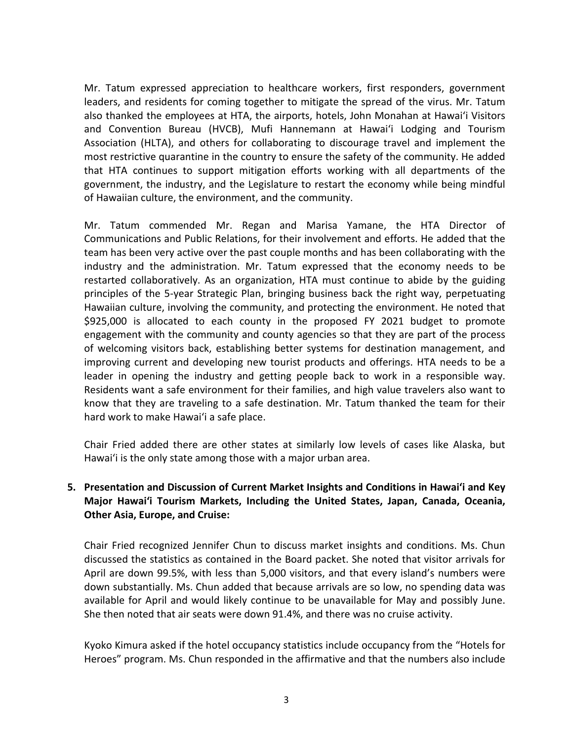Mr. Tatum expressed appreciation to healthcare workers, first responders, government leaders, and residents for coming together to mitigate the spread of the virus. Mr. Tatum also thanked the employees at HTA, the airports, hotels, John Monahan at Hawaiʻi Visitors and Convention Bureau (HVCB), Mufi Hannemann at Hawaiʻi Lodging and Tourism Association (HLTA), and others for collaborating to discourage travel and implement the most restrictive quarantine in the country to ensure the safety of the community. He added that HTA continues to support mitigation efforts working with all departments of the government, the industry, and the Legislature to restart the economy while being mindful of Hawaiian culture, the environment, and the community.

Mr. Tatum commended Mr. Regan and Marisa Yamane, the HTA Director of Communications and Public Relations, for their involvement and efforts. He added that the team has been very active over the past couple months and has been collaborating with the industry and the administration. Mr. Tatum expressed that the economy needs to be restarted collaboratively. As an organization, HTA must continue to abide by the guiding principles of the 5-year Strategic Plan, bringing business back the right way, perpetuating Hawaiian culture, involving the community, and protecting the environment. He noted that $925,000 is allocated to each county in the proposed FY 2021 budget to promote engagement with the community and county agencies so that they are part of the process of welcoming visitors back, establishing better systems for destination management, and improving current and developing new tourist products and offerings. HTA needs to be a leader in opening the industry and getting people back to work in a responsible way. Residents want a safe environment for their families, and high value travelers also want to know that they are traveling to a safe destination. Mr. Tatum thanked the team for their hard work to make Hawaiʻi a safe place.

Chair Fried added there are other states at similarly low levels of cases like Alaska, but Hawaiʻi is the only state among those with a major urban area.

**5. Presentation and Discussion of Current Market Insights and Conditions in Hawaiʻi and Key Major Hawaiʻi Tourism Markets, Including the United States, Japan, Canada, Oceania, Other Asia, Europe, and Cruise:**

Chair Fried recognized Jennifer Chun to discuss market insights and conditions. Ms. Chun discussed the statistics as contained in the Board packet. She noted that visitor arrivals for April are down 99.5%, with less than 5,000 visitors, and that every island's numbers were down substantially. Ms. Chun added that because arrivals are so low, no spending data was available for April and would likely continue to be unavailable for May and possibly June. She then noted that air seats were down 91.4%, and there was no cruise activity.

Kyoko Kimura asked if the hotel occupancy statistics include occupancy from the "Hotels for Heroes" program. Ms. Chun responded in the affirmative and that the numbers also include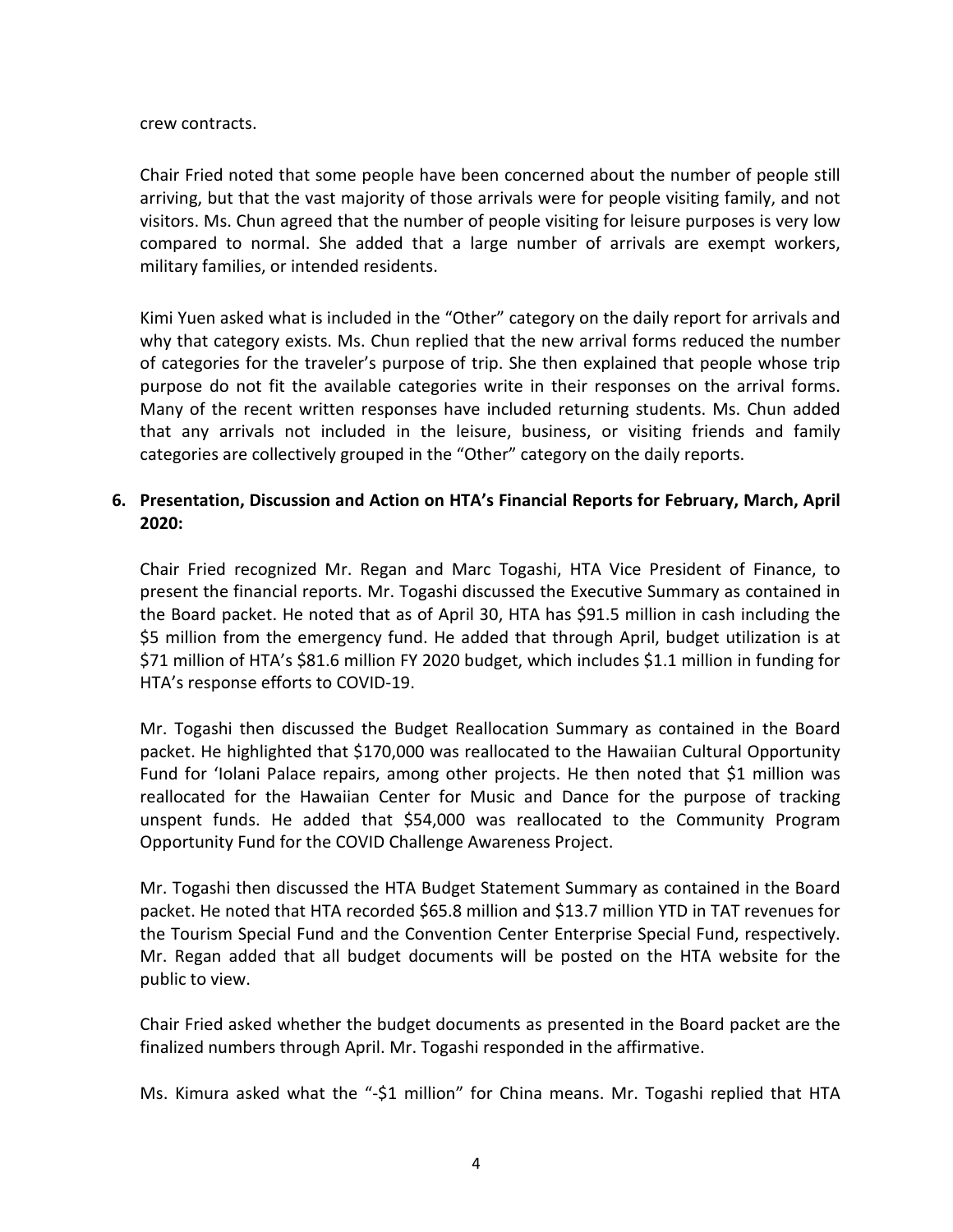crew contracts.

Chair Fried noted that some people have been concerned about the number of people still arriving, but that the vast majority of those arrivals were for people visiting family, and not visitors. Ms. Chun agreed that the number of people visiting for leisure purposes is very low compared to normal. She added that a large number of arrivals are exempt workers, military families, or intended residents.

Kimi Yuen asked what is included in the "Other" category on the daily report for arrivals and why that category exists. Ms. Chun replied that the new arrival forms reduced the number of categories for the traveler's purpose of trip. She then explained that people whose trip purpose do not fit the available categories write in their responses on the arrival forms. Many of the recent written responses have included returning students. Ms. Chun added that any arrivals not included in the leisure, business, or visiting friends and family categories are collectively grouped in the "Other" category on the daily reports.

**6. Presentation, Discussion and Action on HTA's Financial Reports for February, March, April 2020:**

Chair Fried recognized Mr. Regan and Marc Togashi, HTA Vice President of Finance, to present the financial reports. Mr. Togashi discussed the Executive Summary as contained in the Board packet. He noted that as of April 30, HTA has $91.5 million in cash including the $5 million from the emergency fund. He added that through April, budget utilization is at $71 million of HTA's $81.6 million FY 2020 budget, which includes $1.1 million in funding for HTA's response efforts to COVID-19.

Mr. Togashi then discussed the Budget Reallocation Summary as contained in the Board packet. He highlighted that $170,000 was reallocated to the Hawaiian Cultural Opportunity Fund for 'Iolani Palace repairs, among other projects. He then noted that $1 million was reallocated for the Hawaiian Center for Music and Dance for the purpose of tracking unspent funds. He added that $54,000 was reallocated to the Community Program Opportunity Fund for the COVID Challenge Awareness Project.

Mr. Togashi then discussed the HTA Budget Statement Summary as contained in the Board packet. He noted that HTA recorded $65.8 million and $13.7 million YTD in TAT revenues for the Tourism Special Fund and the Convention Center Enterprise Special Fund, respectively. Mr. Regan added that all budget documents will be posted on the HTA website for the public to view.

Chair Fried asked whether the budget documents as presented in the Board packet are the finalized numbers through April. Mr. Togashi responded in the affirmative.

Ms. Kimura asked what the "-$1 million" for China means. Mr. Togashi replied that HTA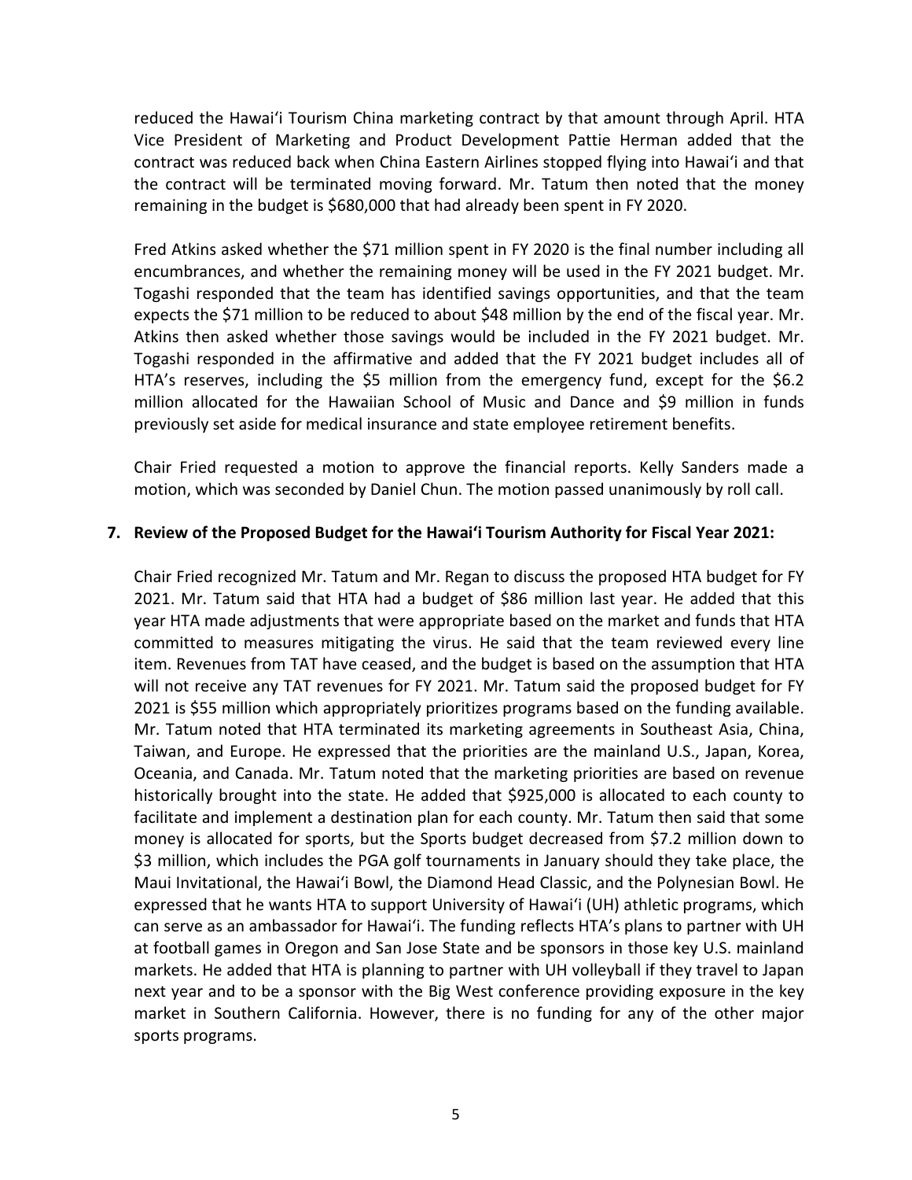reduced the Hawaiʻi Tourism China marketing contract by that amount through April. HTA Vice President of Marketing and Product Development Pattie Herman added that the contract was reduced back when China Eastern Airlines stopped flying into Hawaiʻi and that the contract will be terminated moving forward. Mr. Tatum then noted that the money remaining in the budget is $680,000 that had already been spent in FY 2020.

Fred Atkins asked whether the $71 million spent in FY 2020 is the final number including all encumbrances, and whether the remaining money will be used in the FY 2021 budget. Mr. Togashi responded that the team has identified savings opportunities, and that the team expects the $71 million to be reduced to about $48 million by the end of the fiscal year. Mr. Atkins then asked whether those savings would be included in the FY 2021 budget. Mr. Togashi responded in the affirmative and added that the FY 2021 budget includes all of HTA's reserves, including the $5 million from the emergency fund, except for the $6.2 million allocated for the Hawaiian School of Music and Dance and $9 million in funds previously set aside for medical insurance and state employee retirement benefits.

Chair Fried requested a motion to approve the financial reports. Kelly Sanders made a motion, which was seconded by Daniel Chun. The motion passed unanimously by roll call.

**7. Review of the Proposed Budget for the Hawaiʻi Tourism Authority for Fiscal Year 2021:**

Chair Fried recognized Mr. Tatum and Mr. Regan to discuss the proposed HTA budget for FY 2021. Mr. Tatum said that HTA had a budget of $86 million last year. He added that this year HTA made adjustments that were appropriate based on the market and funds that HTA committed to measures mitigating the virus. He said that the team reviewed every line item. Revenues from TAT have ceased, and the budget is based on the assumption that HTA will not receive any TAT revenues for FY 2021. Mr. Tatum said the proposed budget for FY 2021 is $55 million which appropriately prioritizes programs based on the funding available. Mr. Tatum noted that HTA terminated its marketing agreements in Southeast Asia, China, Taiwan, and Europe. He expressed that the priorities are the mainland U.S., Japan, Korea, Oceania, and Canada. Mr. Tatum noted that the marketing priorities are based on revenue historically brought into the state. He added that $925,000 is allocated to each county to facilitate and implement a destination plan for each county. Mr. Tatum then said that some money is allocated for sports, but the Sports budget decreased from $7.2 million down to $3 million, which includes the PGA golf tournaments in January should they take place, the Maui Invitational, the Hawaiʻi Bowl, the Diamond Head Classic, and the Polynesian Bowl. He expressed that he wants HTA to support University of Hawaiʻi (UH) athletic programs, which can serve as an ambassador for Hawaiʻi. The funding reflects HTA's plans to partner with UH at football games in Oregon and San Jose State and be sponsors in those key U.S. mainland markets. He added that HTA is planning to partner with UH volleyball if they travel to Japan next year and to be a sponsor with the Big West conference providing exposure in the key market in Southern California. However, there is no funding for any of the other major sports programs.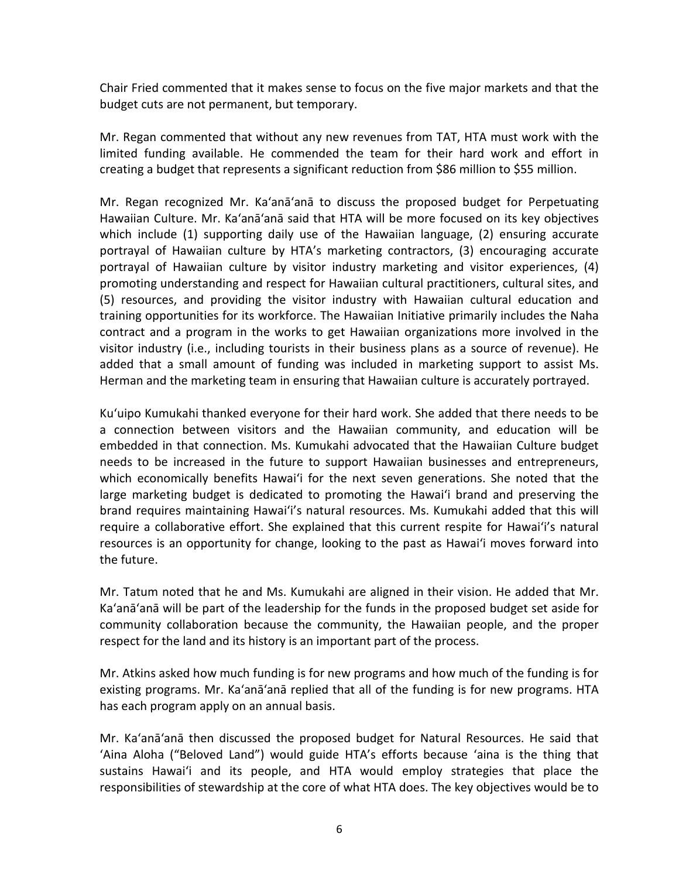Chair Fried commented that it makes sense to focus on the five major markets and that the budget cuts are not permanent, but temporary.

Mr. Regan commented that without any new revenues from TAT, HTA must work with the limited funding available. He commended the team for their hard work and effort in creating a budget that represents a significant reduction from $86 million to $55 million.

Mr. Regan recognized Mr. Ka'anā'anā to discuss the proposed budget for Perpetuating Hawaiian Culture. Mr. Ka'anā'anā said that HTA will be more focused on its key objectives which include (1) supporting daily use of the Hawaiian language, (2) ensuring accurate portrayal of Hawaiian culture by HTA's marketing contractors, (3) encouraging accurate portrayal of Hawaiian culture by visitor industry marketing and visitor experiences, (4) promoting understanding and respect for Hawaiian cultural practitioners, cultural sites, and (5) resources, and providing the visitor industry with Hawaiian cultural education and training opportunities for its workforce. The Hawaiian Initiative primarily includes the Naha contract and a program in the works to get Hawaiian organizations more involved in the visitor industry (i.e., including tourists in their business plans as a source of revenue). He added that a small amount of funding was included in marketing support to assist Ms. Herman and the marketing team in ensuring that Hawaiian culture is accurately portrayed.

Ku'uipo Kumukahi thanked everyone for their hard work. She added that there needs to be a connection between visitors and the Hawaiian community, and education will be embedded in that connection. Ms. Kumukahi advocated that the Hawaiian Culture budget needs to be increased in the future to support Hawaiian businesses and entrepreneurs, which economically benefits Hawai'i for the next seven generations. She noted that the large marketing budget is dedicated to promoting the Hawai'i brand and preserving the brand requires maintaining Hawai'i's natural resources. Ms. Kumukahi added that this will require a collaborative effort. She explained that this current respite for Hawai'i's natural resources is an opportunity for change, looking to the past as Hawai'i moves forward into the future.

Mr. Tatum noted that he and Ms. Kumukahi are aligned in their vision. He added that Mr. Ka'anā'anā will be part of the leadership for the funds in the proposed budget set aside for community collaboration because the community, the Hawaiian people, and the proper respect for the land and its history is an important part of the process.

Mr. Atkins asked how much funding is for new programs and how much of the funding is for existing programs. Mr. Ka'anā'anā replied that all of the funding is for new programs. HTA has each program apply on an annual basis.

Mr. Ka'anā'anā then discussed the proposed budget for Natural Resources. He said that 'Aina Aloha ("Beloved Land") would guide HTA's efforts because 'aina is the thing that sustains Hawai'i and its people, and HTA would employ strategies that place the responsibilities of stewardship at the core of what HTA does. The key objectives would be to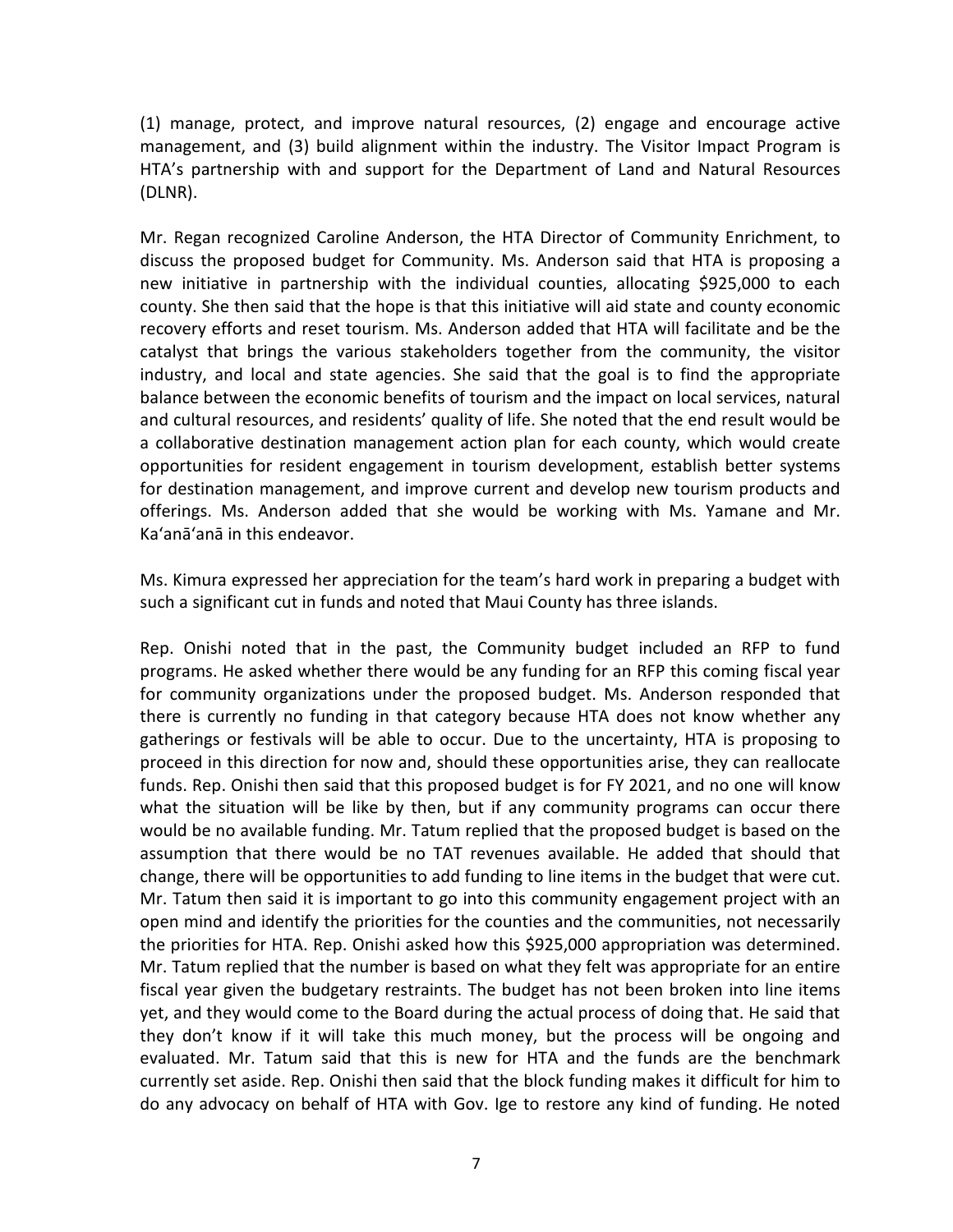(1) manage, protect, and improve natural resources, (2) engage and encourage active management, and (3) build alignment within the industry. The Visitor Impact Program is HTA's partnership with and support for the Department of Land and Natural Resources (DLNR).

Mr. Regan recognized Caroline Anderson, the HTA Director of Community Enrichment, to discuss the proposed budget for Community. Ms. Anderson said that HTA is proposing a new initiative in partnership with the individual counties, allocating $925,000 to each county. She then said that the hope is that this initiative will aid state and county economic recovery efforts and reset tourism. Ms. Anderson added that HTA will facilitate and be the catalyst that brings the various stakeholders together from the community, the visitor industry, and local and state agencies. She said that the goal is to find the appropriate balance between the economic benefits of tourism and the impact on local services, natural and cultural resources, and residents' quality of life. She noted that the end result would be a collaborative destination management action plan for each county, which would create opportunities for resident engagement in tourism development, establish better systems for destination management, and improve current and develop new tourism products and offerings. Ms. Anderson added that she would be working with Ms. Yamane and Mr. Ka'anā'anā in this endeavor.

Ms. Kimura expressed her appreciation for the team's hard work in preparing a budget with such a significant cut in funds and noted that Maui County has three islands.

Rep. Onishi noted that in the past, the Community budget included an RFP to fund programs. He asked whether there would be any funding for an RFP this coming fiscal year for community organizations under the proposed budget. Ms. Anderson responded that there is currently no funding in that category because HTA does not know whether any gatherings or festivals will be able to occur. Due to the uncertainty, HTA is proposing to proceed in this direction for now and, should these opportunities arise, they can reallocate funds. Rep. Onishi then said that this proposed budget is for FY 2021, and no one will know what the situation will be like by then, but if any community programs can occur there would be no available funding. Mr. Tatum replied that the proposed budget is based on the assumption that there would be no TAT revenues available. He added that should that change, there will be opportunities to add funding to line items in the budget that were cut. Mr. Tatum then said it is important to go into this community engagement project with an open mind and identify the priorities for the counties and the communities, not necessarily the priorities for HTA. Rep. Onishi asked how this $925,000 appropriation was determined. Mr. Tatum replied that the number is based on what they felt was appropriate for an entire fiscal year given the budgetary restraints. The budget has not been broken into line items yet, and they would come to the Board during the actual process of doing that. He said that they don't know if it will take this much money, but the process will be ongoing and evaluated. Mr. Tatum said that this is new for HTA and the funds are the benchmark currently set aside. Rep. Onishi then said that the block funding makes it difficult for him to do any advocacy on behalf of HTA with Gov. Ige to restore any kind of funding. He noted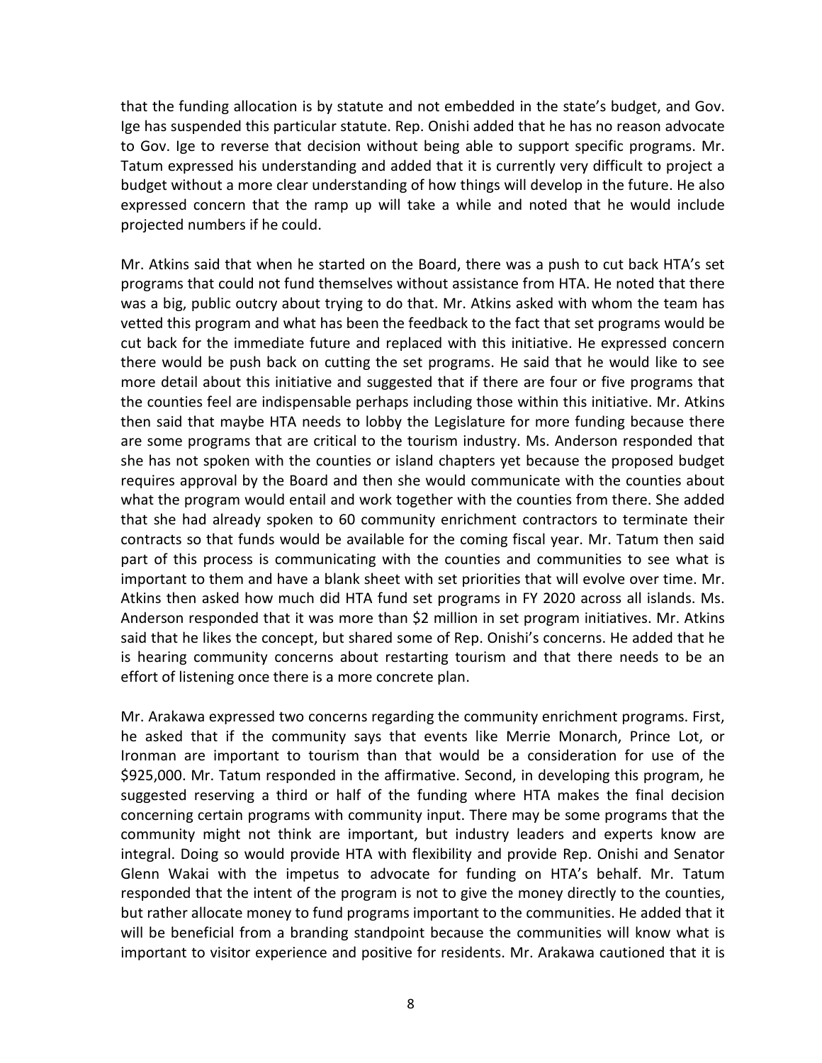that the funding allocation is by statute and not embedded in the state's budget, and Gov. Ige has suspended this particular statute. Rep. Onishi added that he has no reason advocate to Gov. Ige to reverse that decision without being able to support specific programs. Mr. Tatum expressed his understanding and added that it is currently very difficult to project a budget without a more clear understanding of how things will develop in the future. He also expressed concern that the ramp up will take a while and noted that he would include projected numbers if he could.

Mr. Atkins said that when he started on the Board, there was a push to cut back HTA's set programs that could not fund themselves without assistance from HTA. He noted that there was a big, public outcry about trying to do that. Mr. Atkins asked with whom the team has vetted this program and what has been the feedback to the fact that set programs would be cut back for the immediate future and replaced with this initiative. He expressed concern there would be push back on cutting the set programs. He said that he would like to see more detail about this initiative and suggested that if there are four or five programs that the counties feel are indispensable perhaps including those within this initiative. Mr. Atkins then said that maybe HTA needs to lobby the Legislature for more funding because there are some programs that are critical to the tourism industry. Ms. Anderson responded that she has not spoken with the counties or island chapters yet because the proposed budget requires approval by the Board and then she would communicate with the counties about what the program would entail and work together with the counties from there. She added that she had already spoken to 60 community enrichment contractors to terminate their contracts so that funds would be available for the coming fiscal year. Mr. Tatum then said part of this process is communicating with the counties and communities to see what is important to them and have a blank sheet with set priorities that will evolve over time. Mr. Atkins then asked how much did HTA fund set programs in FY 2020 across all islands. Ms. Anderson responded that it was more than $2 million in set program initiatives. Mr. Atkins said that he likes the concept, but shared some of Rep. Onishi's concerns. He added that he is hearing community concerns about restarting tourism and that there needs to be an effort of listening once there is a more concrete plan.

Mr. Arakawa expressed two concerns regarding the community enrichment programs. First, he asked that if the community says that events like Merrie Monarch, Prince Lot, or Ironman are important to tourism than that would be a consideration for use of the $925,000. Mr. Tatum responded in the affirmative. Second, in developing this program, he suggested reserving a third or half of the funding where HTA makes the final decision concerning certain programs with community input. There may be some programs that the community might not think are important, but industry leaders and experts know are integral. Doing so would provide HTA with flexibility and provide Rep. Onishi and Senator Glenn Wakai with the impetus to advocate for funding on HTA's behalf. Mr. Tatum responded that the intent of the program is not to give the money directly to the counties, but rather allocate money to fund programs important to the communities. He added that it will be beneficial from a branding standpoint because the communities will know what is important to visitor experience and positive for residents. Mr. Arakawa cautioned that it is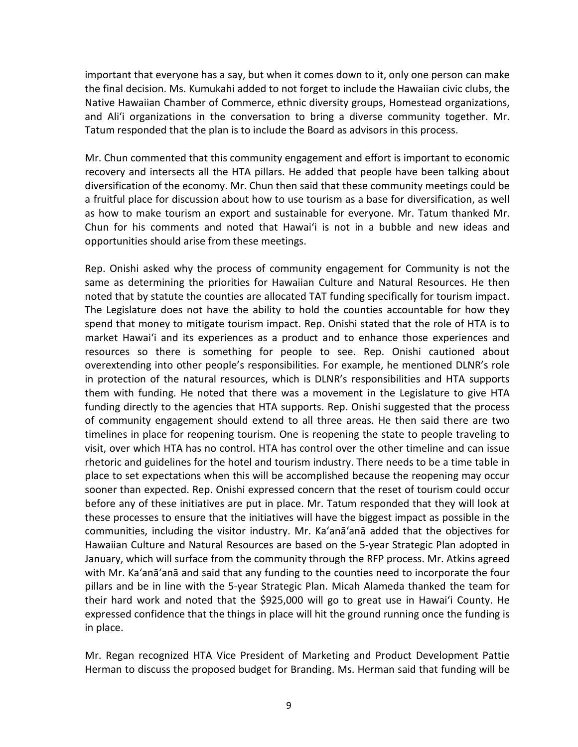important that everyone has a say, but when it comes down to it, only one person can make the final decision. Ms. Kumukahi added to not forget to include the Hawaiian civic clubs, the Native Hawaiian Chamber of Commerce, ethnic diversity groups, Homestead organizations, and Ali'i organizations in the conversation to bring a diverse community together. Mr. Tatum responded that the plan is to include the Board as advisors in this process.

Mr. Chun commented that this community engagement and effort is important to economic recovery and intersects all the HTA pillars. He added that people have been talking about diversification of the economy. Mr. Chun then said that these community meetings could be a fruitful place for discussion about how to use tourism as a base for diversification, as well as how to make tourism an export and sustainable for everyone. Mr. Tatum thanked Mr. Chun for his comments and noted that Hawai'i is not in a bubble and new ideas and opportunities should arise from these meetings.

Rep. Onishi asked why the process of community engagement for Community is not the same as determining the priorities for Hawaiian Culture and Natural Resources. He then noted that by statute the counties are allocated TAT funding specifically for tourism impact. The Legislature does not have the ability to hold the counties accountable for how they spend that money to mitigate tourism impact. Rep. Onishi stated that the role of HTA is to market Hawai'i and its experiences as a product and to enhance those experiences and resources so there is something for people to see. Rep. Onishi cautioned about overextending into other people's responsibilities. For example, he mentioned DLNR's role in protection of the natural resources, which is DLNR's responsibilities and HTA supports them with funding. He noted that there was a movement in the Legislature to give HTA funding directly to the agencies that HTA supports. Rep. Onishi suggested that the process of community engagement should extend to all three areas. He then said there are two timelines in place for reopening tourism. One is reopening the state to people traveling to visit, over which HTA has no control. HTA has control over the other timeline and can issue rhetoric and guidelines for the hotel and tourism industry. There needs to be a time table in place to set expectations when this will be accomplished because the reopening may occur sooner than expected. Rep. Onishi expressed concern that the reset of tourism could occur before any of these initiatives are put in place. Mr. Tatum responded that they will look at these processes to ensure that the initiatives will have the biggest impact as possible in the communities, including the visitor industry. Mr. Ka'anā'anā added that the objectives for Hawaiian Culture and Natural Resources are based on the 5-year Strategic Plan adopted in January, which will surface from the community through the RFP process. Mr. Atkins agreed with Mr. Ka'anā'anā and said that any funding to the counties need to incorporate the four pillars and be in line with the 5-year Strategic Plan. Micah Alameda thanked the team for their hard work and noted that the $925,000 will go to great use in Hawai'i County. He expressed confidence that the things in place will hit the ground running once the funding is in place.

Mr. Regan recognized HTA Vice President of Marketing and Product Development Pattie Herman to discuss the proposed budget for Branding. Ms. Herman said that funding will be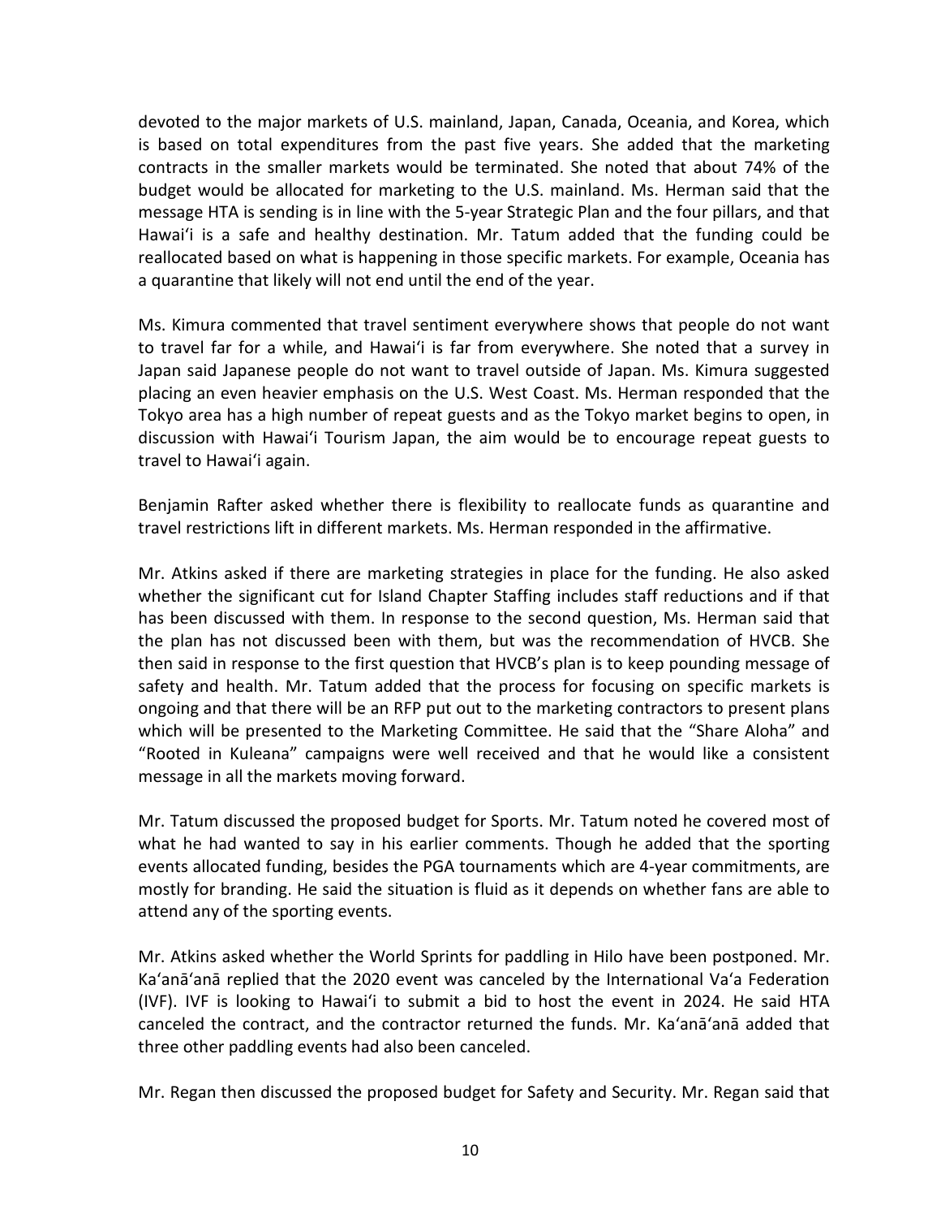devoted to the major markets of U.S. mainland, Japan, Canada, Oceania, and Korea, which is based on total expenditures from the past five years. She added that the marketing contracts in the smaller markets would be terminated. She noted that about 74% of the budget would be allocated for marketing to the U.S. mainland. Ms. Herman said that the message HTA is sending is in line with the 5-year Strategic Plan and the four pillars, and that Hawaiʻi is a safe and healthy destination. Mr. Tatum added that the funding could be reallocated based on what is happening in those specific markets. For example, Oceania has a quarantine that likely will not end until the end of the year.

Ms. Kimura commented that travel sentiment everywhere shows that people do not want to travel far for a while, and Hawaiʻi is far from everywhere. She noted that a survey in Japan said Japanese people do not want to travel outside of Japan. Ms. Kimura suggested placing an even heavier emphasis on the U.S. West Coast. Ms. Herman responded that the Tokyo area has a high number of repeat guests and as the Tokyo market begins to open, in discussion with Hawaiʻi Tourism Japan, the aim would be to encourage repeat guests to travel to Hawaiʻi again.

Benjamin Rafter asked whether there is flexibility to reallocate funds as quarantine and travel restrictions lift in different markets. Ms. Herman responded in the affirmative.

Mr. Atkins asked if there are marketing strategies in place for the funding. He also asked whether the significant cut for Island Chapter Staffing includes staff reductions and if that has been discussed with them. In response to the second question, Ms. Herman said that the plan has not discussed been with them, but was the recommendation of HVCB. She then said in response to the first question that HVCB's plan is to keep pounding message of safety and health. Mr. Tatum added that the process for focusing on specific markets is ongoing and that there will be an RFP put out to the marketing contractors to present plans which will be presented to the Marketing Committee. He said that the "Share Aloha" and "Rooted in Kuleana" campaigns were well received and that he would like a consistent message in all the markets moving forward.

Mr. Tatum discussed the proposed budget for Sports. Mr. Tatum noted he covered most of what he had wanted to say in his earlier comments. Though he added that the sporting events allocated funding, besides the PGA tournaments which are 4-year commitments, are mostly for branding. He said the situation is fluid as it depends on whether fans are able to attend any of the sporting events.

Mr. Atkins asked whether the World Sprints for paddling in Hilo have been postponed. Mr. Kaʻanāʻanā replied that the 2020 event was canceled by the International Vaʻa Federation (IVF). IVF is looking to Hawaiʻi to submit a bid to host the event in 2024. He said HTA canceled the contract, and the contractor returned the funds. Mr. Kaʻanāʻanā added that three other paddling events had also been canceled.

Mr. Regan then discussed the proposed budget for Safety and Security. Mr. Regan said that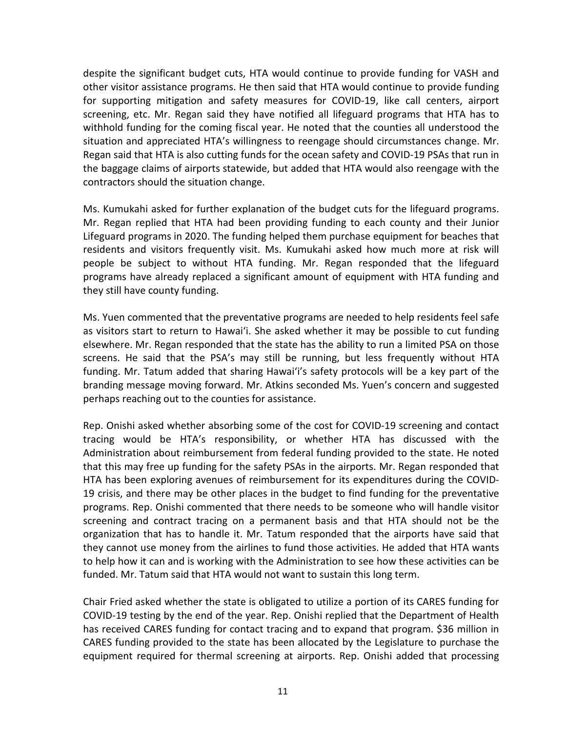despite the significant budget cuts, HTA would continue to provide funding for VASH and other visitor assistance programs. He then said that HTA would continue to provide funding for supporting mitigation and safety measures for COVID-19, like call centers, airport screening, etc. Mr. Regan said they have notified all lifeguard programs that HTA has to withhold funding for the coming fiscal year. He noted that the counties all understood the situation and appreciated HTA's willingness to reengage should circumstances change. Mr. Regan said that HTA is also cutting funds for the ocean safety and COVID-19 PSAs that run in the baggage claims of airports statewide, but added that HTA would also reengage with the contractors should the situation change.

Ms. Kumukahi asked for further explanation of the budget cuts for the lifeguard programs. Mr. Regan replied that HTA had been providing funding to each county and their Junior Lifeguard programs in 2020. The funding helped them purchase equipment for beaches that residents and visitors frequently visit. Ms. Kumukahi asked how much more at risk will people be subject to without HTA funding. Mr. Regan responded that the lifeguard programs have already replaced a significant amount of equipment with HTA funding and they still have county funding.

Ms. Yuen commented that the preventative programs are needed to help residents feel safe as visitors start to return to Hawaiʻi. She asked whether it may be possible to cut funding elsewhere. Mr. Regan responded that the state has the ability to run a limited PSA on those screens. He said that the PSA's may still be running, but less frequently without HTA funding. Mr. Tatum added that sharing Hawaiʻi's safety protocols will be a key part of the branding message moving forward. Mr. Atkins seconded Ms. Yuen's concern and suggested perhaps reaching out to the counties for assistance.

Rep. Onishi asked whether absorbing some of the cost for COVID-19 screening and contact tracing would be HTA's responsibility, or whether HTA has discussed with the Administration about reimbursement from federal funding provided to the state. He noted that this may free up funding for the safety PSAs in the airports. Mr. Regan responded that HTA has been exploring avenues of reimbursement for its expenditures during the COVID-19 crisis, and there may be other places in the budget to find funding for the preventative programs. Rep. Onishi commented that there needs to be someone who will handle visitor screening and contract tracing on a permanent basis and that HTA should not be the organization that has to handle it. Mr. Tatum responded that the airports have said that they cannot use money from the airlines to fund those activities. He added that HTA wants to help how it can and is working with the Administration to see how these activities can be funded. Mr. Tatum said that HTA would not want to sustain this long term.

Chair Fried asked whether the state is obligated to utilize a portion of its CARES funding for COVID-19 testing by the end of the year. Rep. Onishi replied that the Department of Health has received CARES funding for contact tracing and to expand that program. $36 million in CARES funding provided to the state has been allocated by the Legislature to purchase the equipment required for thermal screening at airports. Rep. Onishi added that processing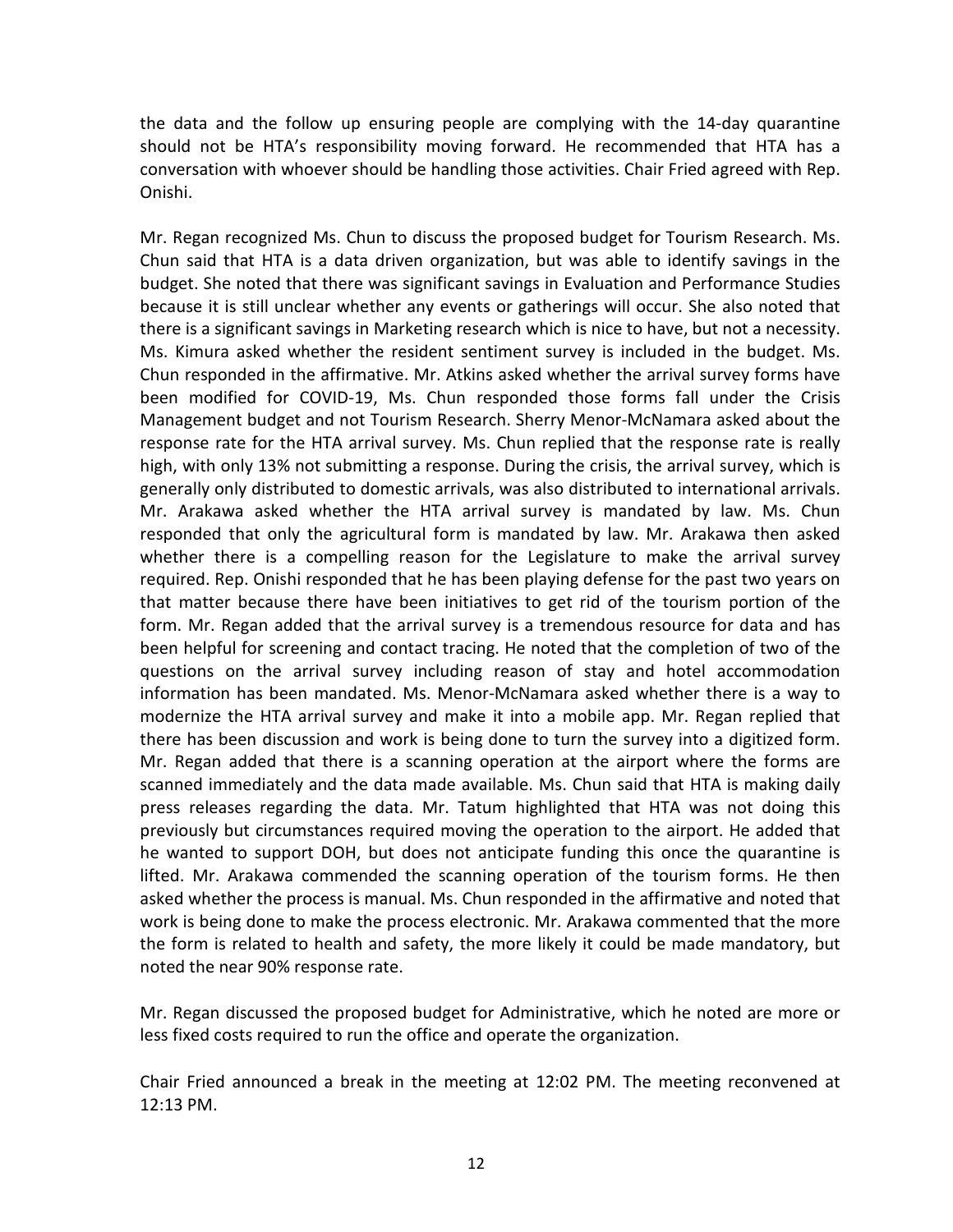the data and the follow up ensuring people are complying with the 14-day quarantine should not be HTA's responsibility moving forward. He recommended that HTA has a conversation with whoever should be handling those activities. Chair Fried agreed with Rep. Onishi.

Mr. Regan recognized Ms. Chun to discuss the proposed budget for Tourism Research. Ms. Chun said that HTA is a data driven organization, but was able to identify savings in the budget. She noted that there was significant savings in Evaluation and Performance Studies because it is still unclear whether any events or gatherings will occur. She also noted that there is a significant savings in Marketing research which is nice to have, but not a necessity. Ms. Kimura asked whether the resident sentiment survey is included in the budget. Ms. Chun responded in the affirmative. Mr. Atkins asked whether the arrival survey forms have been modified for COVID-19, Ms. Chun responded those forms fall under the Crisis Management budget and not Tourism Research. Sherry Menor-McNamara asked about the response rate for the HTA arrival survey. Ms. Chun replied that the response rate is really high, with only 13% not submitting a response. During the crisis, the arrival survey, which is generally only distributed to domestic arrivals, was also distributed to international arrivals. Mr. Arakawa asked whether the HTA arrival survey is mandated by law. Ms. Chun responded that only the agricultural form is mandated by law. Mr. Arakawa then asked whether there is a compelling reason for the Legislature to make the arrival survey required. Rep. Onishi responded that he has been playing defense for the past two years on that matter because there have been initiatives to get rid of the tourism portion of the form. Mr. Regan added that the arrival survey is a tremendous resource for data and has been helpful for screening and contact tracing. He noted that the completion of two of the questions on the arrival survey including reason of stay and hotel accommodation information has been mandated. Ms. Menor-McNamara asked whether there is a way to modernize the HTA arrival survey and make it into a mobile app. Mr. Regan replied that there has been discussion and work is being done to turn the survey into a digitized form. Mr. Regan added that there is a scanning operation at the airport where the forms are scanned immediately and the data made available. Ms. Chun said that HTA is making daily press releases regarding the data. Mr. Tatum highlighted that HTA was not doing this previously but circumstances required moving the operation to the airport. He added that he wanted to support DOH, but does not anticipate funding this once the quarantine is lifted. Mr. Arakawa commended the scanning operation of the tourism forms. He then asked whether the process is manual. Ms. Chun responded in the affirmative and noted that work is being done to make the process electronic. Mr. Arakawa commented that the more the form is related to health and safety, the more likely it could be made mandatory, but noted the near 90% response rate.

Mr. Regan discussed the proposed budget for Administrative, which he noted are more or less fixed costs required to run the office and operate the organization.

Chair Fried announced a break in the meeting at 12:02 PM. The meeting reconvened at 12:13 PM.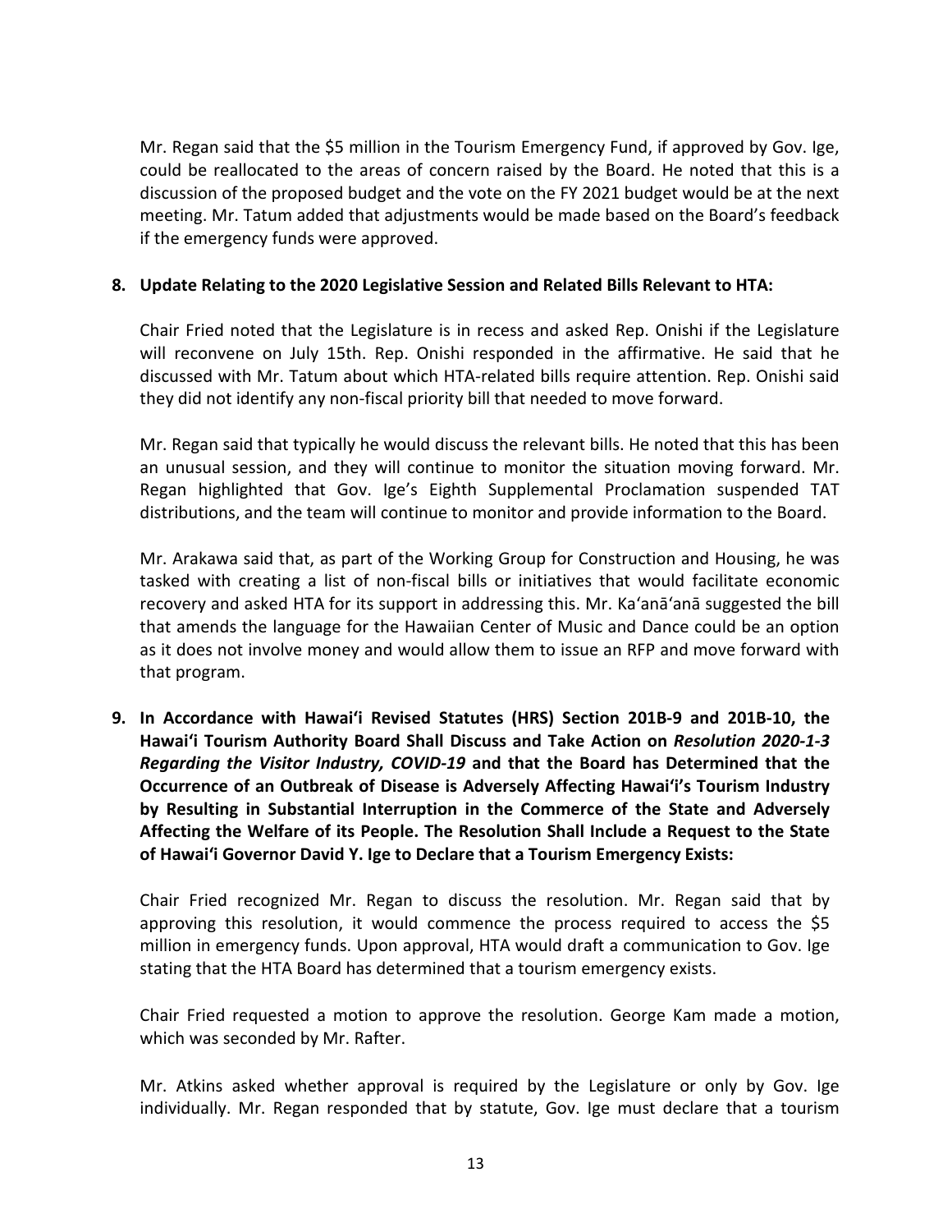Mr. Regan said that the $5 million in the Tourism Emergency Fund, if approved by Gov. Ige, could be reallocated to the areas of concern raised by the Board. He noted that this is a discussion of the proposed budget and the vote on the FY 2021 budget would be at the next meeting. Mr. Tatum added that adjustments would be made based on the Board's feedback if the emergency funds were approved.

**8. Update Relating to the 2020 Legislative Session and Related Bills Relevant to HTA:**

Chair Fried noted that the Legislature is in recess and asked Rep. Onishi if the Legislature will reconvene on July 15th. Rep. Onishi responded in the affirmative. He said that he discussed with Mr. Tatum about which HTA-related bills require attention. Rep. Onishi said they did not identify any non-fiscal priority bill that needed to move forward.

Mr. Regan said that typically he would discuss the relevant bills. He noted that this has been an unusual session, and they will continue to monitor the situation moving forward. Mr. Regan highlighted that Gov. Ige's Eighth Supplemental Proclamation suspended TAT distributions, and the team will continue to monitor and provide information to the Board.

Mr. Arakawa said that, as part of the Working Group for Construction and Housing, he was tasked with creating a list of non-fiscal bills or initiatives that would facilitate economic recovery and asked HTA for its support in addressing this. Mr. Ka'anā'anā suggested the bill that amends the language for the Hawaiian Center of Music and Dance could be an option as it does not involve money and would allow them to issue an RFP and move forward with that program.

**9. In Accordance with Hawai'i Revised Statutes (HRS) Section 201B-9 and 201B-10, the Hawai'i Tourism Authority Board Shall Discuss and Take Action on *Resolution 2020-1-3 Regarding the Visitor Industry, COVID-19* and that the Board has Determined that the Occurrence of an Outbreak of Disease is Adversely Affecting Hawai'i's Tourism Industry by Resulting in Substantial Interruption in the Commerce of the State and Adversely Affecting the Welfare of its People. The Resolution Shall Include a Request to the State of Hawai'i Governor David Y. Ige to Declare that a Tourism Emergency Exists:**

Chair Fried recognized Mr. Regan to discuss the resolution. Mr. Regan said that by approving this resolution, it would commence the process required to access the $5 million in emergency funds. Upon approval, HTA would draft a communication to Gov. Ige stating that the HTA Board has determined that a tourism emergency exists.

Chair Fried requested a motion to approve the resolution. George Kam made a motion, which was seconded by Mr. Rafter.

Mr. Atkins asked whether approval is required by the Legislature or only by Gov. Ige individually. Mr. Regan responded that by statute, Gov. Ige must declare that a tourism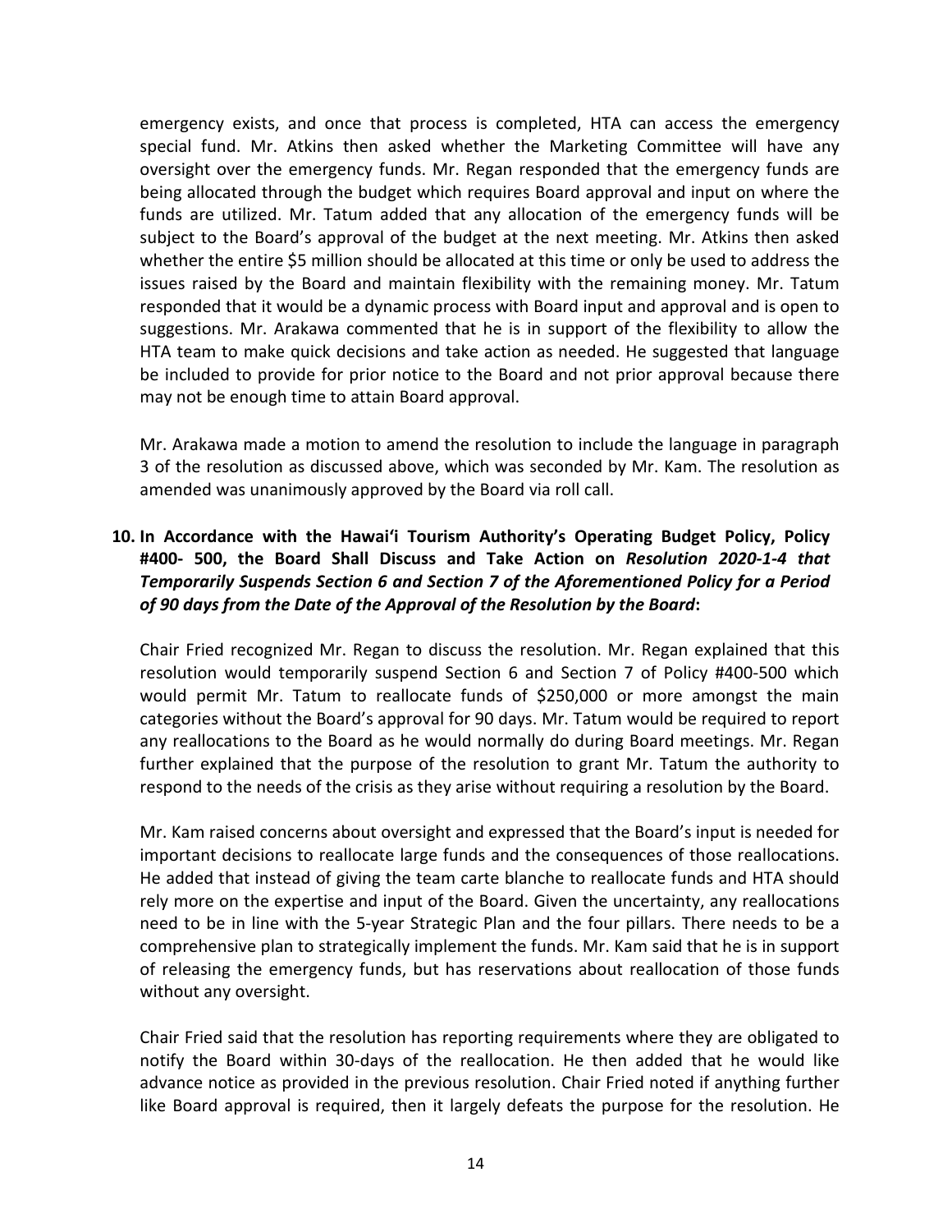emergency exists, and once that process is completed, HTA can access the emergency special fund. Mr. Atkins then asked whether the Marketing Committee will have any oversight over the emergency funds. Mr. Regan responded that the emergency funds are being allocated through the budget which requires Board approval and input on where the funds are utilized. Mr. Tatum added that any allocation of the emergency funds will be subject to the Board's approval of the budget at the next meeting. Mr. Atkins then asked whether the entire $5 million should be allocated at this time or only be used to address the issues raised by the Board and maintain flexibility with the remaining money. Mr. Tatum responded that it would be a dynamic process with Board input and approval and is open to suggestions. Mr. Arakawa commented that he is in support of the flexibility to allow the HTA team to make quick decisions and take action as needed. He suggested that language be included to provide for prior notice to the Board and not prior approval because there may not be enough time to attain Board approval.

Mr. Arakawa made a motion to amend the resolution to include the language in paragraph 3 of the resolution as discussed above, which was seconded by Mr. Kam. The resolution as amended was unanimously approved by the Board via roll call.

**10. In Accordance with the Hawai'i Tourism Authority's Operating Budget Policy, Policy #400- 500, the Board Shall Discuss and Take Action on *Resolution 2020-1-4 that Temporarily Suspends Section 6 and Section 7 of the Aforementioned Policy for a Period of 90 days from the Date of the Approval of the Resolution by the Board*:**

Chair Fried recognized Mr. Regan to discuss the resolution. Mr. Regan explained that this resolution would temporarily suspend Section 6 and Section 7 of Policy #400-500 which would permit Mr. Tatum to reallocate funds of $250,000 or more amongst the main categories without the Board's approval for 90 days. Mr. Tatum would be required to report any reallocations to the Board as he would normally do during Board meetings. Mr. Regan further explained that the purpose of the resolution to grant Mr. Tatum the authority to respond to the needs of the crisis as they arise without requiring a resolution by the Board.

Mr. Kam raised concerns about oversight and expressed that the Board's input is needed for important decisions to reallocate large funds and the consequences of those reallocations. He added that instead of giving the team carte blanche to reallocate funds and HTA should rely more on the expertise and input of the Board. Given the uncertainty, any reallocations need to be in line with the 5-year Strategic Plan and the four pillars. There needs to be a comprehensive plan to strategically implement the funds. Mr. Kam said that he is in support of releasing the emergency funds, but has reservations about reallocation of those funds without any oversight.

Chair Fried said that the resolution has reporting requirements where they are obligated to notify the Board within 30-days of the reallocation. He then added that he would like advance notice as provided in the previous resolution. Chair Fried noted if anything further like Board approval is required, then it largely defeats the purpose for the resolution. He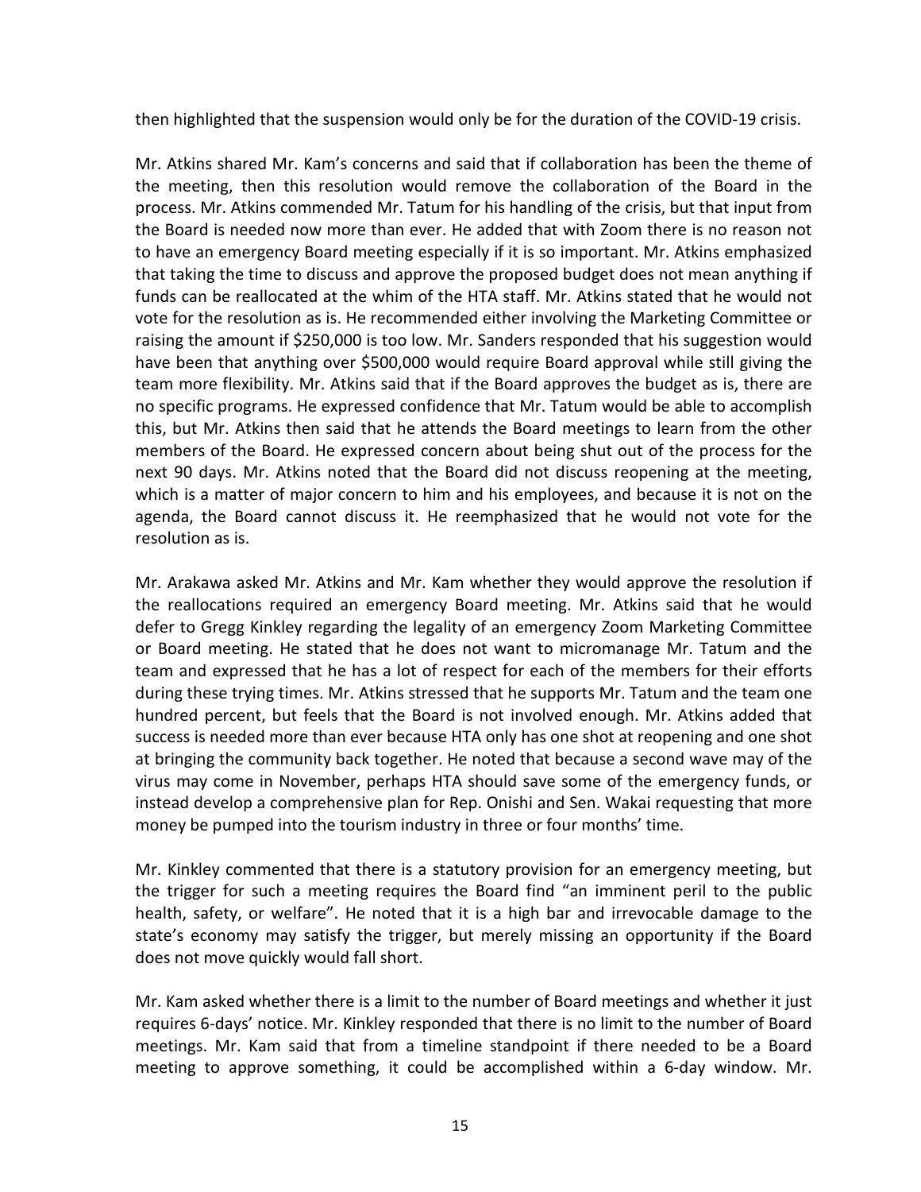then highlighted that the suspension would only be for the duration of the COVID-19 crisis.

Mr. Atkins shared Mr. Kam's concerns and said that if collaboration has been the theme of the meeting, then this resolution would remove the collaboration of the Board in the process. Mr. Atkins commended Mr. Tatum for his handling of the crisis, but that input from the Board is needed now more than ever. He added that with Zoom there is no reason not to have an emergency Board meeting especially if it is so important. Mr. Atkins emphasized that taking the time to discuss and approve the proposed budget does not mean anything if funds can be reallocated at the whim of the HTA staff. Mr. Atkins stated that he would not vote for the resolution as is. He recommended either involving the Marketing Committee or raising the amount if $250,000 is too low. Mr. Sanders responded that his suggestion would have been that anything over $500,000 would require Board approval while still giving the team more flexibility. Mr. Atkins said that if the Board approves the budget as is, there are no specific programs. He expressed confidence that Mr. Tatum would be able to accomplish this, but Mr. Atkins then said that he attends the Board meetings to learn from the other members of the Board. He expressed concern about being shut out of the process for the next 90 days. Mr. Atkins noted that the Board did not discuss reopening at the meeting, which is a matter of major concern to him and his employees, and because it is not on the agenda, the Board cannot discuss it. He reemphasized that he would not vote for the resolution as is.

Mr. Arakawa asked Mr. Atkins and Mr. Kam whether they would approve the resolution if the reallocations required an emergency Board meeting. Mr. Atkins said that he would defer to Gregg Kinkley regarding the legality of an emergency Zoom Marketing Committee or Board meeting. He stated that he does not want to micromanage Mr. Tatum and the team and expressed that he has a lot of respect for each of the members for their efforts during these trying times. Mr. Atkins stressed that he supports Mr. Tatum and the team one hundred percent, but feels that the Board is not involved enough. Mr. Atkins added that success is needed more than ever because HTA only has one shot at reopening and one shot at bringing the community back together. He noted that because a second wave may of the virus may come in November, perhaps HTA should save some of the emergency funds, or instead develop a comprehensive plan for Rep. Onishi and Sen. Wakai requesting that more money be pumped into the tourism industry in three or four months' time.

Mr. Kinkley commented that there is a statutory provision for an emergency meeting, but the trigger for such a meeting requires the Board find "an imminent peril to the public health, safety, or welfare". He noted that it is a high bar and irrevocable damage to the state's economy may satisfy the trigger, but merely missing an opportunity if the Board does not move quickly would fall short.

Mr. Kam asked whether there is a limit to the number of Board meetings and whether it just requires 6-days' notice. Mr. Kinkley responded that there is no limit to the number of Board meetings. Mr. Kam said that from a timeline standpoint if there needed to be a Board meeting to approve something, it could be accomplished within a 6-day window. Mr.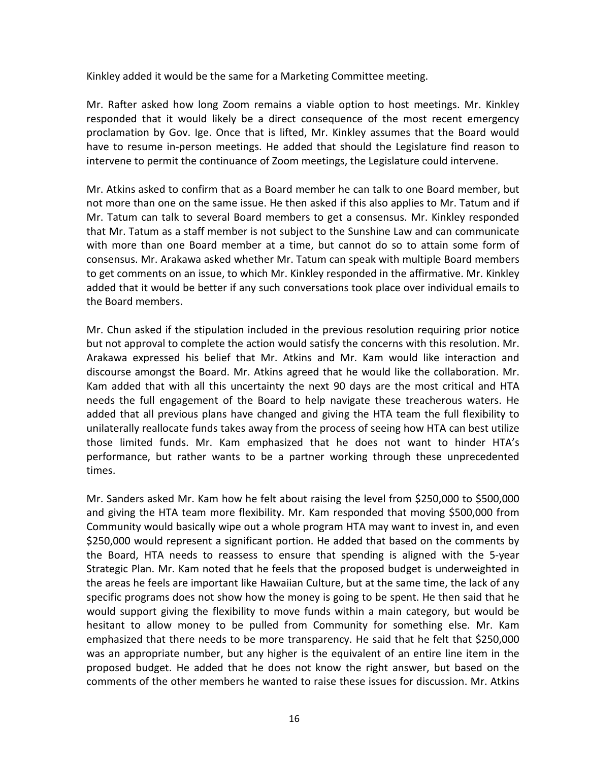Kinkley added it would be the same for a Marketing Committee meeting.

Mr. Rafter asked how long Zoom remains a viable option to host meetings. Mr. Kinkley responded that it would likely be a direct consequence of the most recent emergency proclamation by Gov. Ige. Once that is lifted, Mr. Kinkley assumes that the Board would have to resume in-person meetings. He added that should the Legislature find reason to intervene to permit the continuance of Zoom meetings, the Legislature could intervene.

Mr. Atkins asked to confirm that as a Board member he can talk to one Board member, but not more than one on the same issue. He then asked if this also applies to Mr. Tatum and if Mr. Tatum can talk to several Board members to get a consensus. Mr. Kinkley responded that Mr. Tatum as a staff member is not subject to the Sunshine Law and can communicate with more than one Board member at a time, but cannot do so to attain some form of consensus. Mr. Arakawa asked whether Mr. Tatum can speak with multiple Board members to get comments on an issue, to which Mr. Kinkley responded in the affirmative. Mr. Kinkley added that it would be better if any such conversations took place over individual emails to the Board members.

Mr. Chun asked if the stipulation included in the previous resolution requiring prior notice but not approval to complete the action would satisfy the concerns with this resolution. Mr. Arakawa expressed his belief that Mr. Atkins and Mr. Kam would like interaction and discourse amongst the Board. Mr. Atkins agreed that he would like the collaboration. Mr. Kam added that with all this uncertainty the next 90 days are the most critical and HTA needs the full engagement of the Board to help navigate these treacherous waters. He added that all previous plans have changed and giving the HTA team the full flexibility to unilaterally reallocate funds takes away from the process of seeing how HTA can best utilize those limited funds. Mr. Kam emphasized that he does not want to hinder HTA's performance, but rather wants to be a partner working through these unprecedented times.

Mr. Sanders asked Mr. Kam how he felt about raising the level from \$250,000 to \$500,000 and giving the HTA team more flexibility. Mr. Kam responded that moving \$500,000 from Community would basically wipe out a whole program HTA may want to invest in, and even \$250,000 would represent a significant portion. He added that based on the comments by the Board, HTA needs to reassess to ensure that spending is aligned with the 5-year Strategic Plan. Mr. Kam noted that he feels that the proposed budget is underweighted in the areas he feels are important like Hawaiian Culture, but at the same time, the lack of any specific programs does not show how the money is going to be spent. He then said that he would support giving the flexibility to move funds within a main category, but would be hesitant to allow money to be pulled from Community for something else. Mr. Kam emphasized that there needs to be more transparency. He said that he felt that \$250,000 was an appropriate number, but any higher is the equivalent of an entire line item in the proposed budget. He added that he does not know the right answer, but based on the comments of the other members he wanted to raise these issues for discussion. Mr. Atkins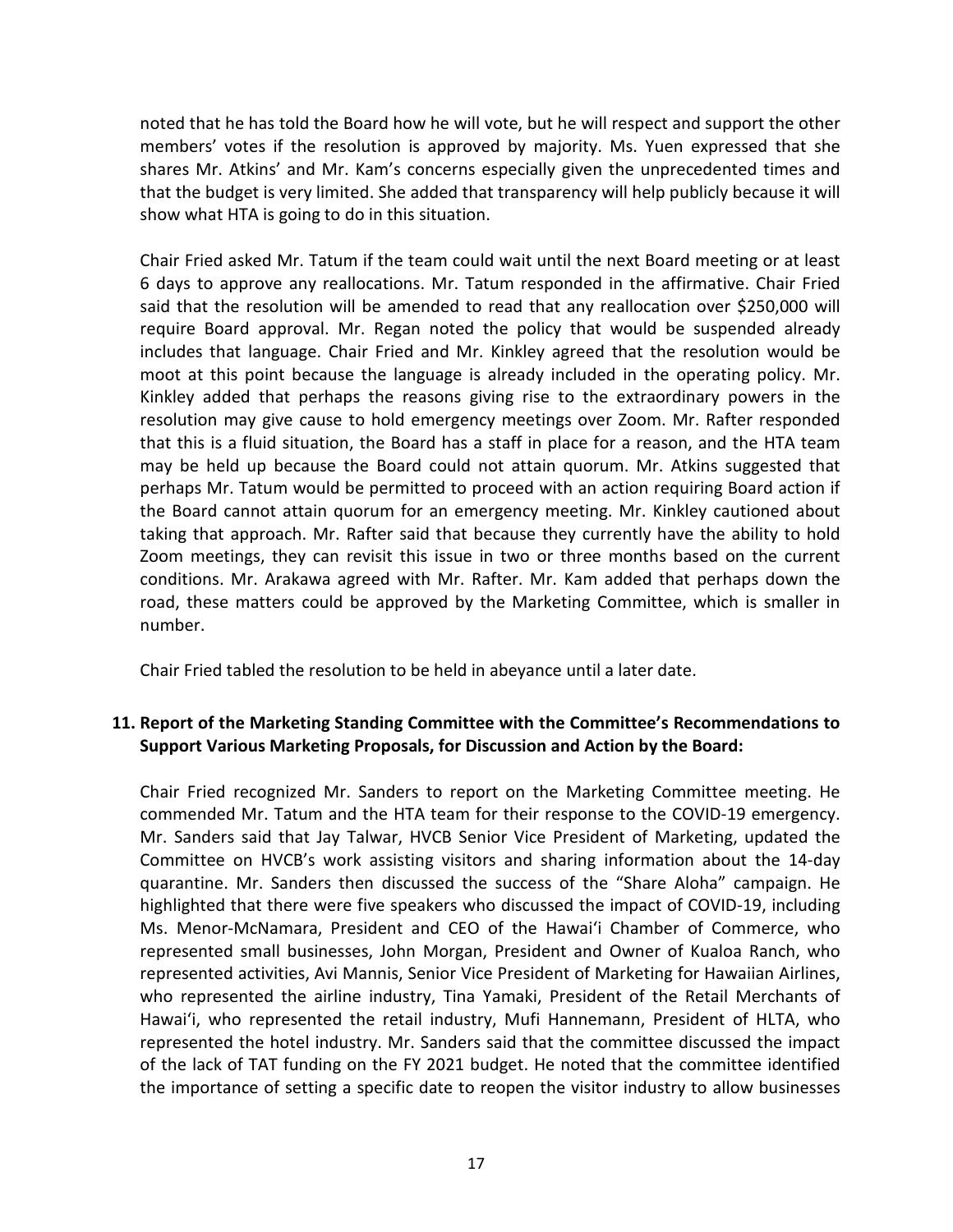noted that he has told the Board how he will vote, but he will respect and support the other members' votes if the resolution is approved by majority. Ms. Yuen expressed that she shares Mr. Atkins' and Mr. Kam's concerns especially given the unprecedented times and that the budget is very limited. She added that transparency will help publicly because it will show what HTA is going to do in this situation.

Chair Fried asked Mr. Tatum if the team could wait until the next Board meeting or at least 6 days to approve any reallocations. Mr. Tatum responded in the affirmative. Chair Fried said that the resolution will be amended to read that any reallocation over $250,000 will require Board approval. Mr. Regan noted the policy that would be suspended already includes that language. Chair Fried and Mr. Kinkley agreed that the resolution would be moot at this point because the language is already included in the operating policy. Mr. Kinkley added that perhaps the reasons giving rise to the extraordinary powers in the resolution may give cause to hold emergency meetings over Zoom. Mr. Rafter responded that this is a fluid situation, the Board has a staff in place for a reason, and the HTA team may be held up because the Board could not attain quorum. Mr. Atkins suggested that perhaps Mr. Tatum would be permitted to proceed with an action requiring Board action if the Board cannot attain quorum for an emergency meeting. Mr. Kinkley cautioned about taking that approach. Mr. Rafter said that because they currently have the ability to hold Zoom meetings, they can revisit this issue in two or three months based on the current conditions. Mr. Arakawa agreed with Mr. Rafter. Mr. Kam added that perhaps down the road, these matters could be approved by the Marketing Committee, which is smaller in number.

Chair Fried tabled the resolution to be held in abeyance until a later date.

**11. Report of the Marketing Standing Committee with the Committee's Recommendations to Support Various Marketing Proposals, for Discussion and Action by the Board:**

Chair Fried recognized Mr. Sanders to report on the Marketing Committee meeting. He commended Mr. Tatum and the HTA team for their response to the COVID-19 emergency. Mr. Sanders said that Jay Talwar, HVCB Senior Vice President of Marketing, updated the Committee on HVCB's work assisting visitors and sharing information about the 14-day quarantine. Mr. Sanders then discussed the success of the "Share Aloha" campaign. He highlighted that there were five speakers who discussed the impact of COVID-19, including Ms. Menor-McNamara, President and CEO of the Hawaiʻi Chamber of Commerce, who represented small businesses, John Morgan, President and Owner of Kualoa Ranch, who represented activities, Avi Mannis, Senior Vice President of Marketing for Hawaiian Airlines, who represented the airline industry, Tina Yamaki, President of the Retail Merchants of Hawaiʻi, who represented the retail industry, Mufi Hannemann, President of HLTA, who represented the hotel industry. Mr. Sanders said that the committee discussed the impact of the lack of TAT funding on the FY 2021 budget. He noted that the committee identified the importance of setting a specific date to reopen the visitor industry to allow businesses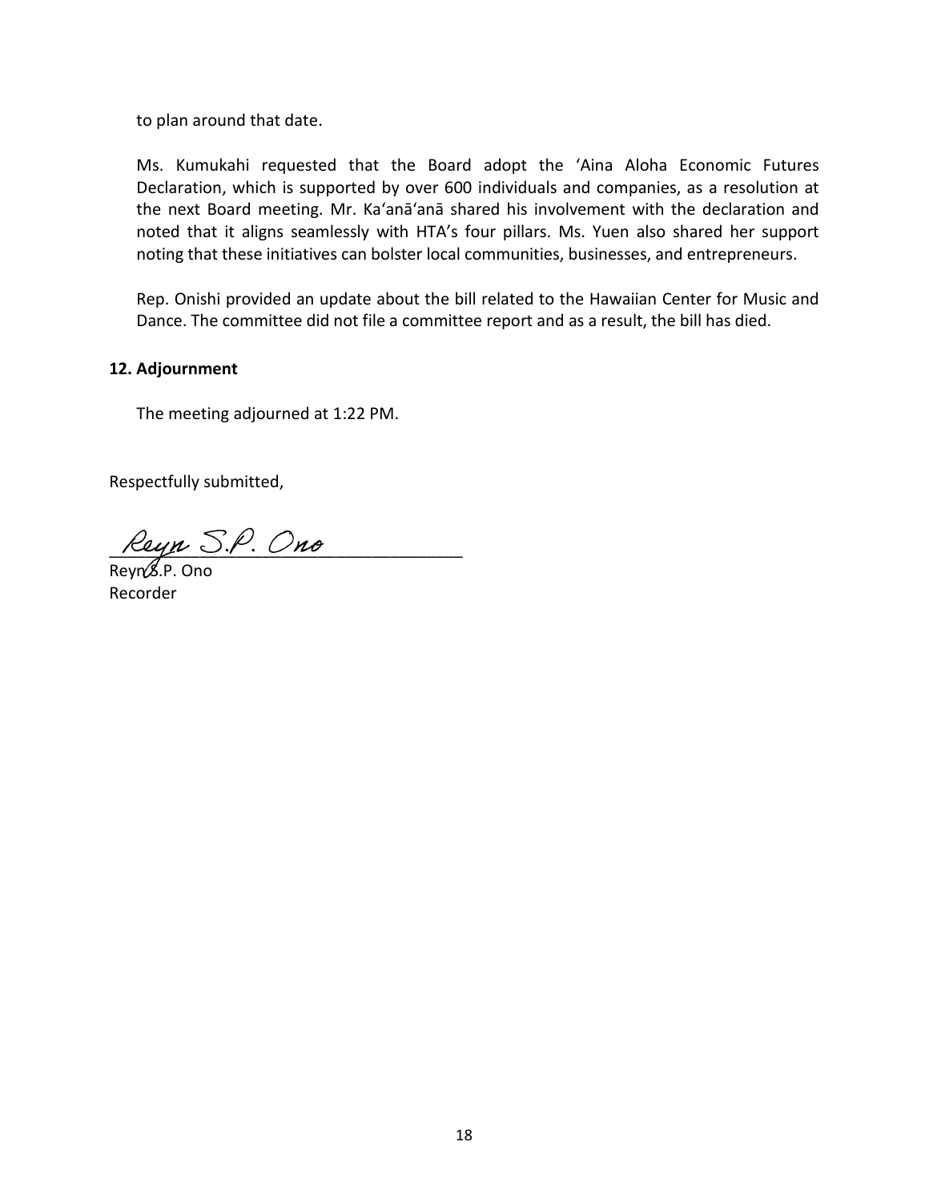to plan around that date.

Ms. Kumukahi requested that the Board adopt the ʻAina Aloha Economic Futures Declaration, which is supported by over 600 individuals and companies, as a resolution at the next Board meeting. Mr. Kaʻanāʻanā shared his involvement with the declaration and noted that it aligns seamlessly with HTA's four pillars. Ms. Yuen also shared her support noting that these initiatives can bolster local communities, businesses, and entrepreneurs.

Rep. Onishi provided an update about the bill related to the Hawaiian Center for Music and Dance. The committee did not file a committee report and as a result, the bill has died.

**12. Adjournment**

The meeting adjourned at 1:22 PM.

Respectfully submitted,

_Reyn S.P. Ono_______________________

Reyn S.P. Ono
Recorder